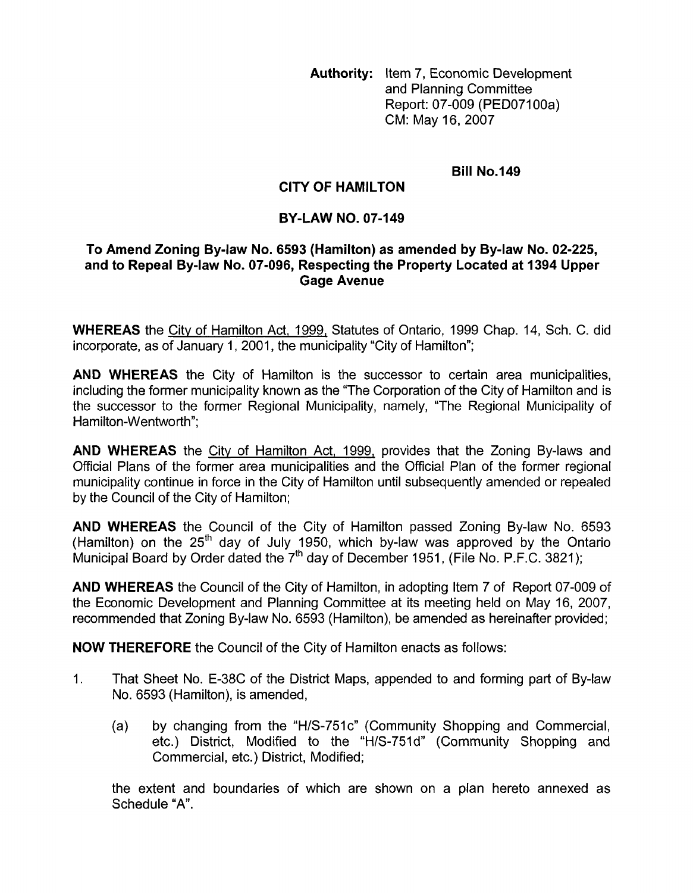**Authority:** Item 7, Economic Development and Planning Committee Report: 07-009 (PED07100a) CM: May 16, 2007

**Bill No.149**

**CITY OF HAMILTON**

**BY-LAW NO. 07-149**

**To Amend Zoning By-law No. 6593 (Hamilton) as amended by By-law No. 02-225, and to Repeal By-law No. 07-096, Respecting the Property Located at 1394 Upper Gage Avenue**

**WHEREAS** the City of Hamilton Act, 1999, Statutes of Ontario, 1999 Chap. 14, Sch. C. did incorporate, as of January 1, 2001, the municipality "City of Hamilton";

**AND WHEREAS** the City of Hamilton is the successor to certain area municipalities, including the former municipality known as the "The Corporation of the City of Hamilton and is the successor to the former Regional Municipality, namely, "The Regional Municipality of Hamilton-Wentworth";

**AND WHEREAS** the City of Hamilton Act, 1999, provides that the Zoning By-laws and Official Plans of the former area municipalities and the Official Plan of the former regional municipality continue in force in the City of Hamilton until subsequently amended or repealed by the Council of the City of Hamilton;

**AND WHEREAS** the Council of the City of Hamilton passed Zoning By-law No. 6593 (Hamilton) on the 25th day of July 1950, which by-law was approved by the Ontario Municipal Board by Order dated the 7th day of December 1951, (File No. P.F.C. 3821);

**AND WHEREAS** the Council of the City of Hamilton, in adopting Item 7 of Report 07-009 of the Economic Development and Planning Committee at its meeting held on May 16, 2007, recommended that Zoning By-law No. 6593 (Hamilton), be amended as hereinafter provided;

**NOW THEREFORE** the Council of the City of Hamilton enacts as follows:

1. That Sheet No. E-38C of the District Maps, appended to and forming part of By-law No. 6593 (Hamilton), is amended,

    (a) by changing from the "H/S-751c" (Community Shopping and Commercial, etc.) District, Modified to the "H/S-751d" (Community Shopping and Commercial, etc.) District, Modified;

    the extent and boundaries of which are shown on a plan hereto annexed as Schedule "A".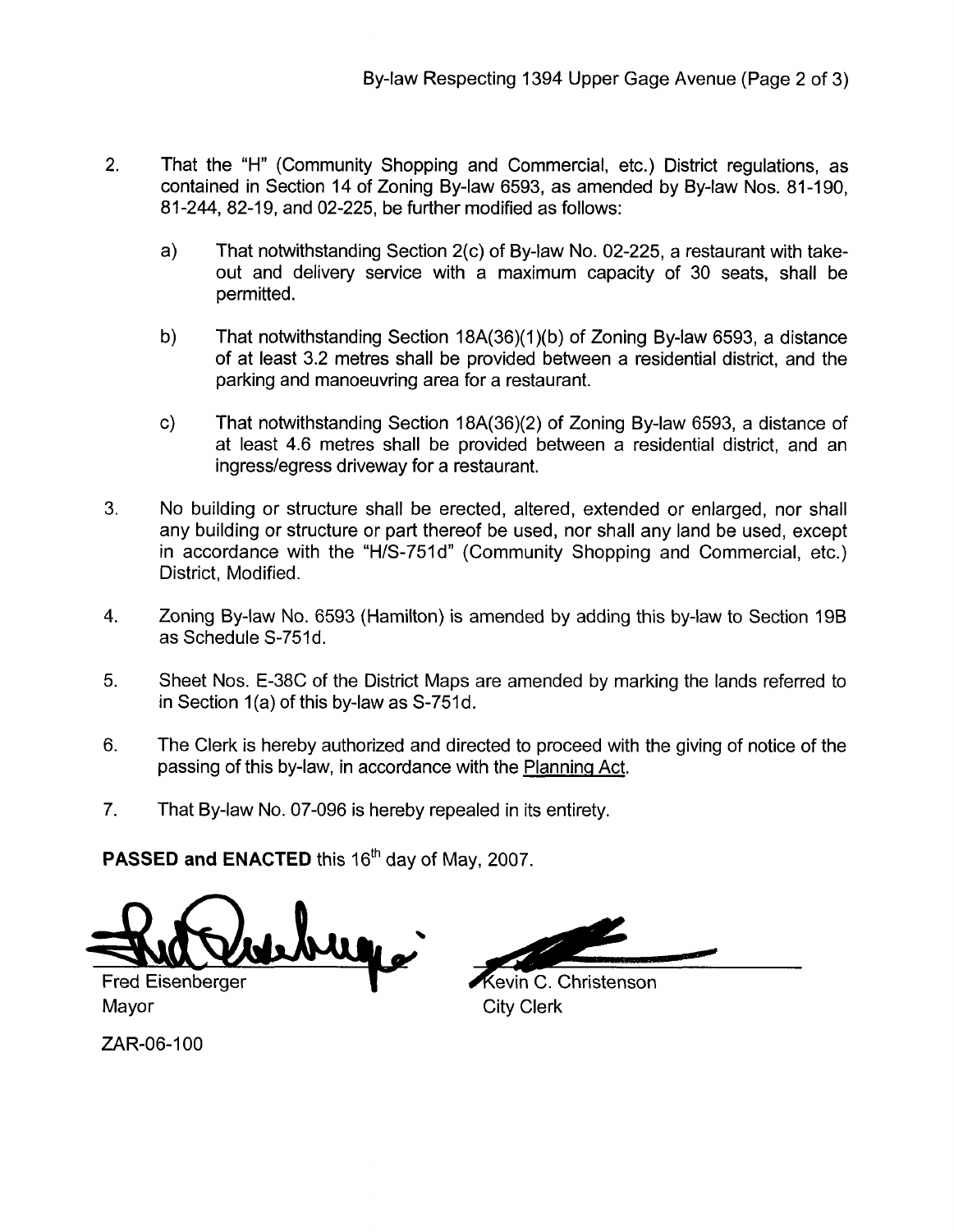2. That the "H" (Community Shopping and Commercial, etc.) District regulations, as contained in Section 14 of Zoning By-law 6593, as amended by By-law Nos. 81-190, 81-244, 82-19, and 02-225, be further modified as follows:

   a) That notwithstanding Section 2(c) of By-law No. 02-225, a restaurant with take-out and delivery service with a maximum capacity of 30 seats, shall be permitted.

   b) That notwithstanding Section 18A(36)(1)(b) of Zoning By-law 6593, a distance of at least 3.2 metres shall be provided between a residential district, and the parking and manoeuvring area for a restaurant.

   c) That notwithstanding Section 18A(36)(2) of Zoning By-law 6593, a distance of at least 4.6 metres shall be provided between a residential district, and an ingress/egress driveway for a restaurant.

3. No building or structure shall be erected, altered, extended or enlarged, nor shall any building or structure or part thereof be used, nor shall any land be used, except in accordance with the "H/S-751d" (Community Shopping and Commercial, etc.) District, Modified.

4. Zoning By-law No. 6593 (Hamilton) is amended by adding this by-law to Section 19B as Schedule S-751d.

5. Sheet Nos. E-38C of the District Maps are amended by marking the lands referred to in Section 1(a) of this by-law as S-751d.

6. The Clerk is hereby authorized and directed to proceed with the giving of notice of the passing of this by-law, in accordance with the Planning Act.

7. That By-law No. 07-096 is hereby repealed in its entirety.

**PASSED and ENACTED** this 16th day of May, 2007.

Fred Eisenberger
Mayor

Kevin C. Christenson
City Clerk

ZAR-06-100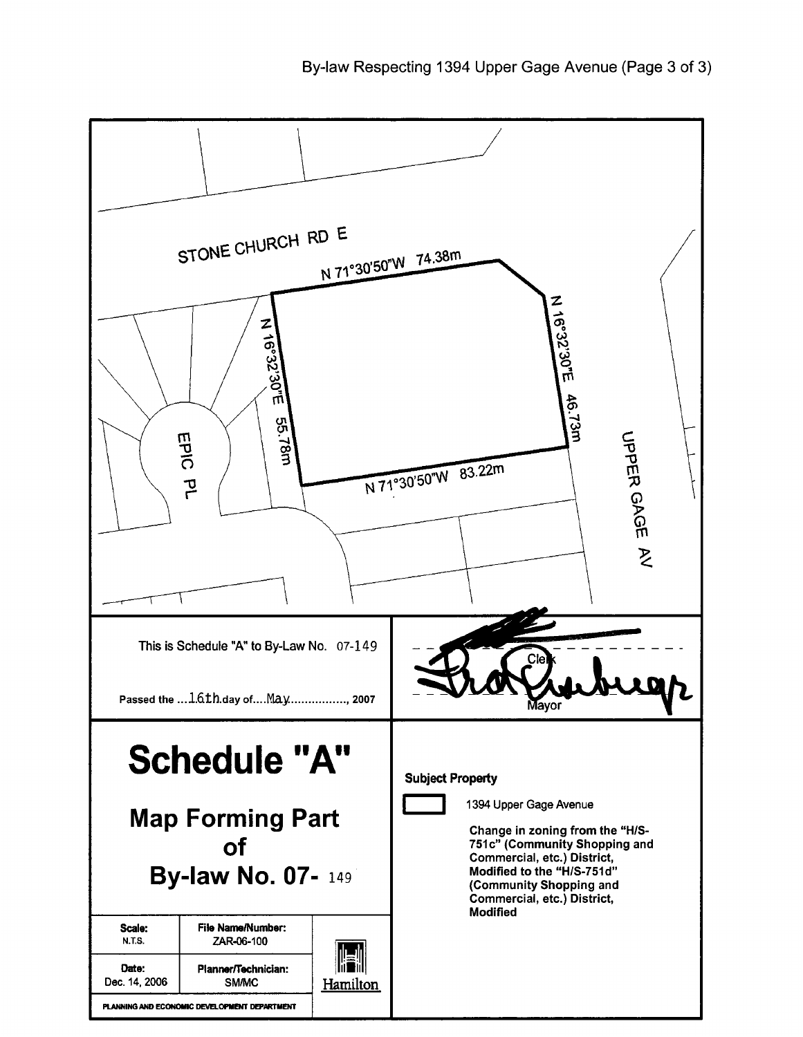STONE CHURCH RD E

N 71°30'50"W 74.38m

N 16°32'30"E 55.78m

N 16°32'30"E 46.73m

N 71°30'50"W 83.22m

EPIC PL

UPPER GAGE AV

This is Schedule "A" to By-Law No. 07-149

Passed the ...16th.day of....May................, 2007

Clerk

Mayor

# Schedule "A"

## Map Forming Part of By-law No. 07- 149

| | | |
|---|---|---|
| **Scale:** N.T.S. | **File Name/Number:** ZAR-06-100 | Hamilton |
| **Date:** Dec. 14, 2006 | **Planner/Technician:** SM/MC | |

PLANNING AND ECONOMIC DEVELOPMENT DEPARTMENT

**Subject Property**

1394 Upper Gage Avenue

**Change in zoning from the "H/S-751c" (Community Shopping and Commercial, etc.) District, Modified to the "H/S-751d" (Community Shopping and Commercial, etc.) District, Modified**